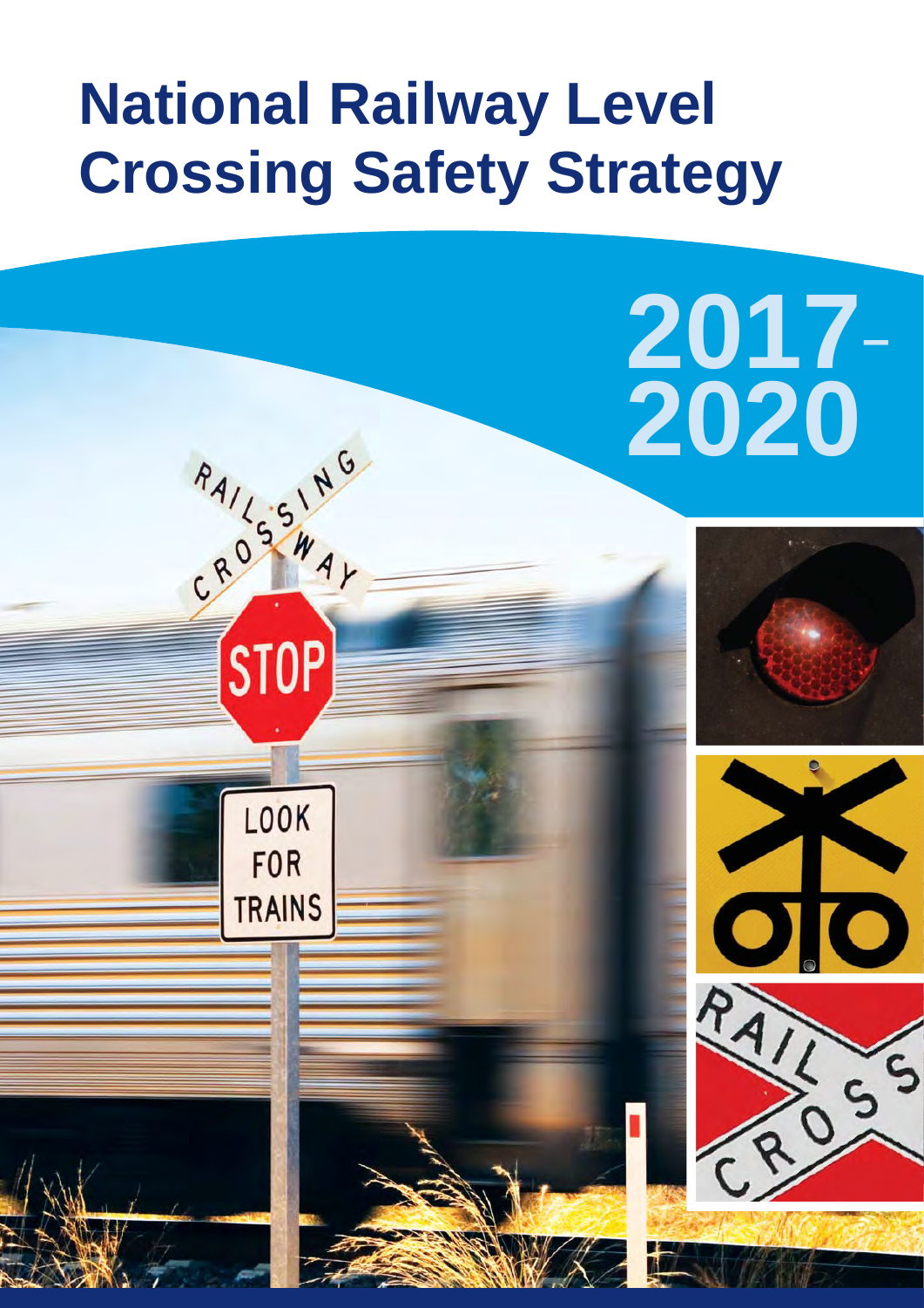# National Railway Level Crossing Safety Strategy

# 2017–2020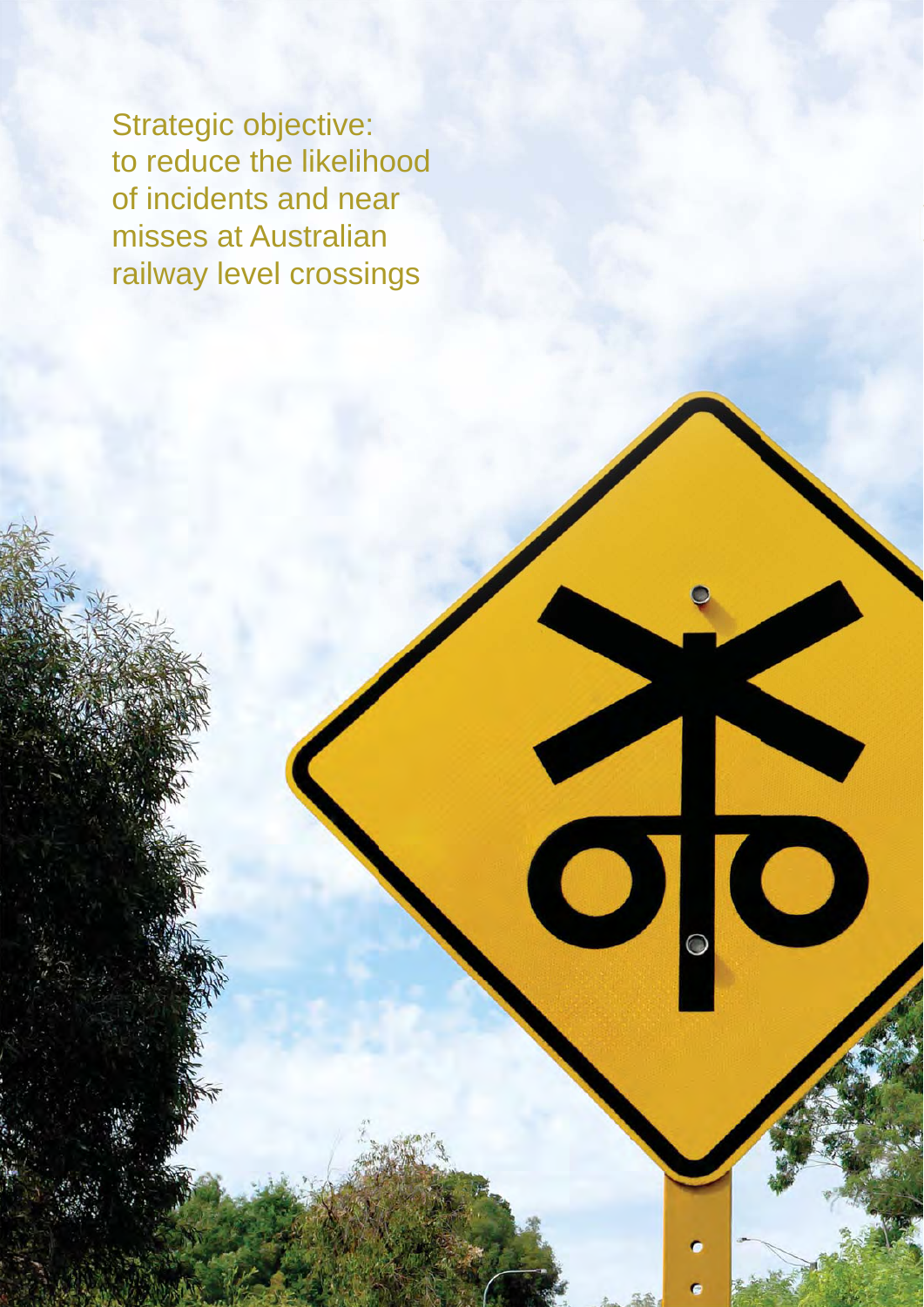Strategic objective: to reduce the likelihood of incidents and near misses at Australian railway level crossings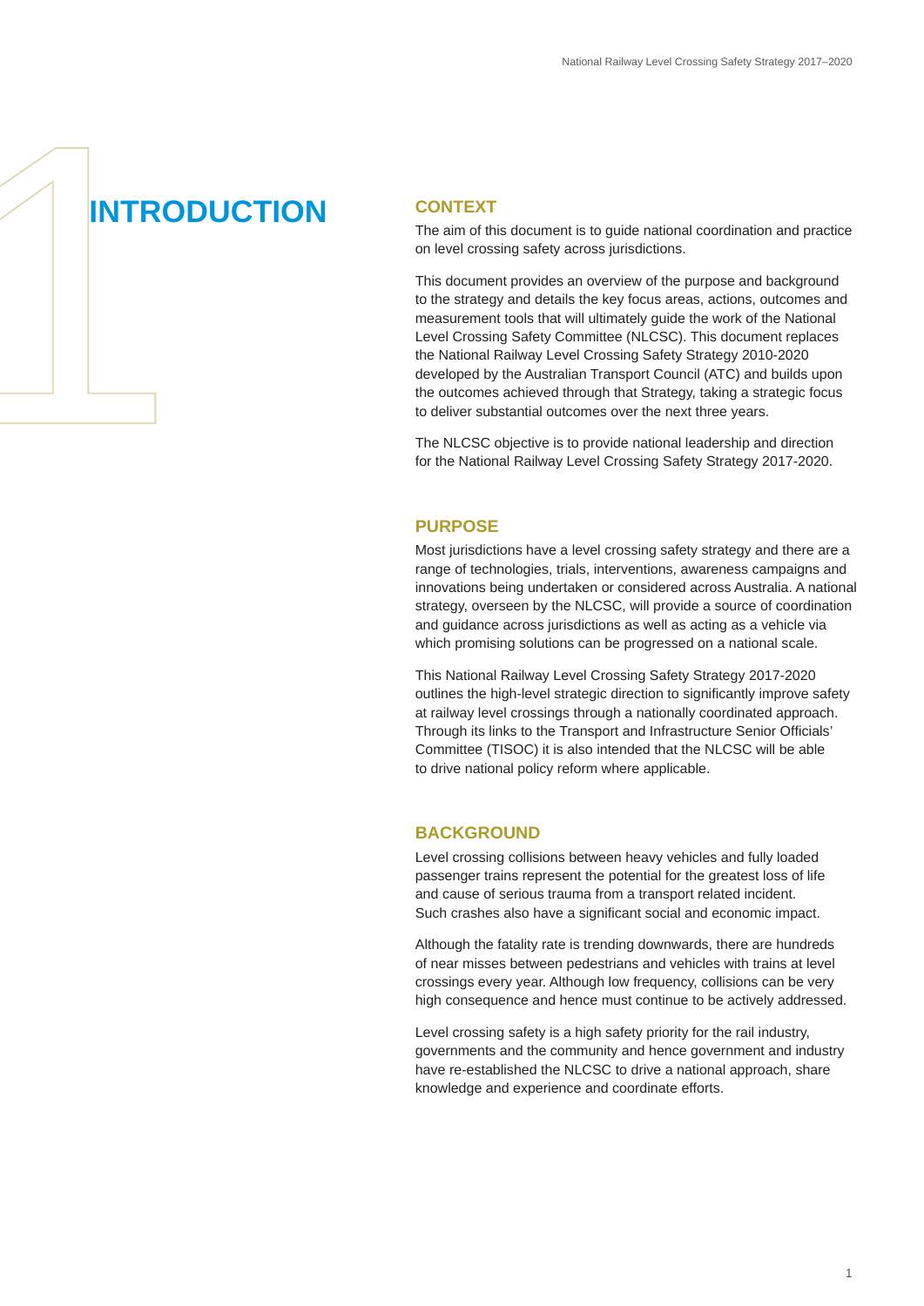# 1 INTRODUCTION

## CONTEXT

The aim of this document is to guide national coordination and practice on level crossing safety across jurisdictions.

This document provides an overview of the purpose and background to the strategy and details the key focus areas, actions, outcomes and measurement tools that will ultimately guide the work of the National Level Crossing Safety Committee (NLCSC). This document replaces the National Railway Level Crossing Safety Strategy 2010-2020 developed by the Australian Transport Council (ATC) and builds upon the outcomes achieved through that Strategy, taking a strategic focus to deliver substantial outcomes over the next three years.

The NLCSC objective is to provide national leadership and direction for the National Railway Level Crossing Safety Strategy 2017-2020.

## PURPOSE

Most jurisdictions have a level crossing safety strategy and there are a range of technologies, trials, interventions, awareness campaigns and innovations being undertaken or considered across Australia. A national strategy, overseen by the NLCSC, will provide a source of coordination and guidance across jurisdictions as well as acting as a vehicle via which promising solutions can be progressed on a national scale.

This National Railway Level Crossing Safety Strategy 2017-2020 outlines the high-level strategic direction to significantly improve safety at railway level crossings through a nationally coordinated approach. Through its links to the Transport and Infrastructure Senior Officials' Committee (TISOC) it is also intended that the NLCSC will be able to drive national policy reform where applicable.

## BACKGROUND

Level crossing collisions between heavy vehicles and fully loaded passenger trains represent the potential for the greatest loss of life and cause of serious trauma from a transport related incident. Such crashes also have a significant social and economic impact.

Although the fatality rate is trending downwards, there are hundreds of near misses between pedestrians and vehicles with trains at level crossings every year. Although low frequency, collisions can be very high consequence and hence must continue to be actively addressed.

Level crossing safety is a high safety priority for the rail industry, governments and the community and hence government and industry have re-established the NLCSC to drive a national approach, share knowledge and experience and coordinate efforts.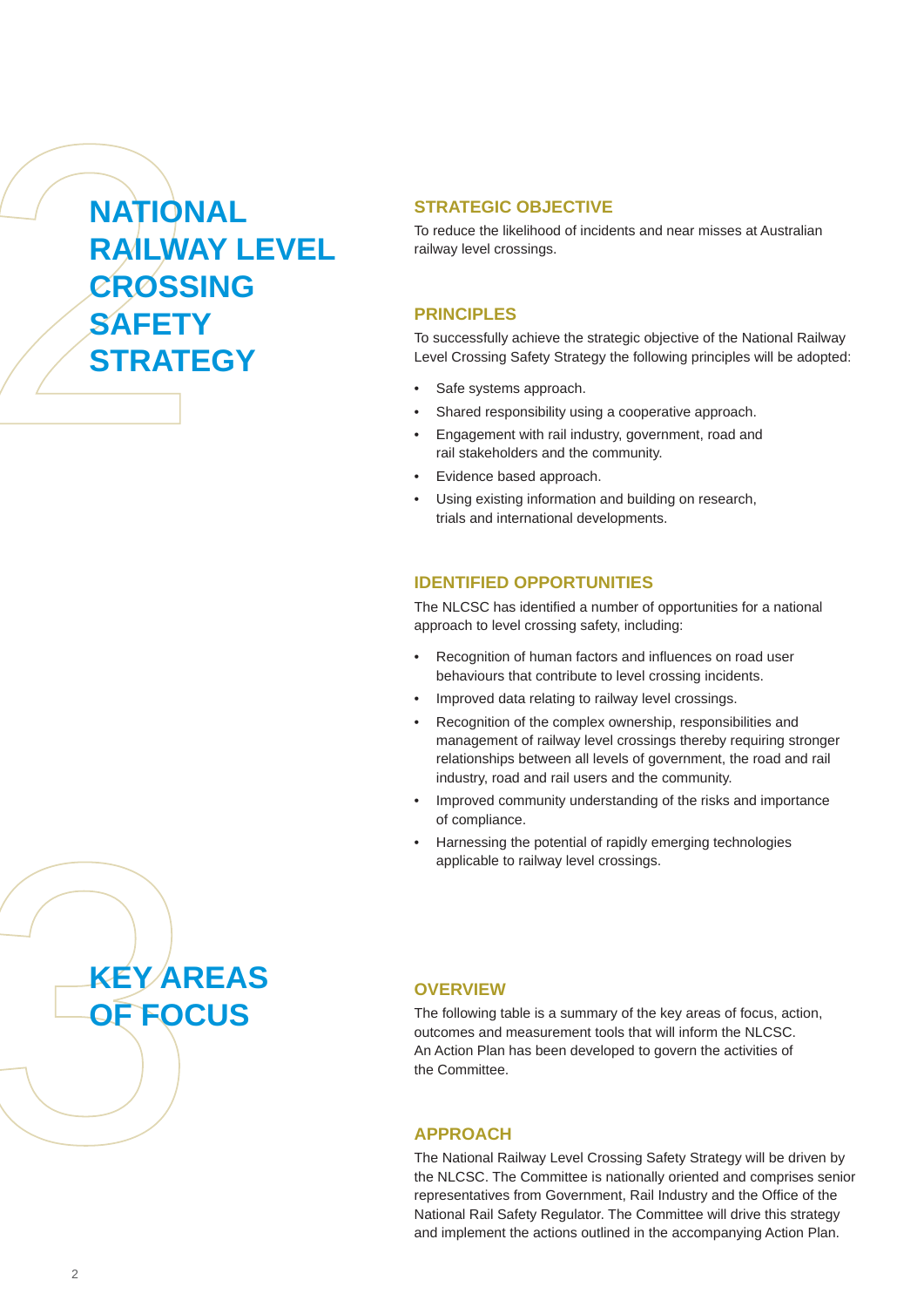# 2 NATIONAL RAILWAY LEVEL CROSSING SAFETY STRATEGY

## STRATEGIC OBJECTIVE

To reduce the likelihood of incidents and near misses at Australian railway level crossings.

## PRINCIPLES

To successfully achieve the strategic objective of the National Railway Level Crossing Safety Strategy the following principles will be adopted:

- Safe systems approach.
- Shared responsibility using a cooperative approach.
- Engagement with rail industry, government, road and rail stakeholders and the community.
- Evidence based approach.
- Using existing information and building on research, trials and international developments.

## IDENTIFIED OPPORTUNITIES

The NLCSC has identified a number of opportunities for a national approach to level crossing safety, including:

- Recognition of human factors and influences on road user behaviours that contribute to level crossing incidents.
- Improved data relating to railway level crossings.
- Recognition of the complex ownership, responsibilities and management of railway level crossings thereby requiring stronger relationships between all levels of government, the road and rail industry, road and rail users and the community.
- Improved community understanding of the risks and importance of compliance.
- Harnessing the potential of rapidly emerging technologies applicable to railway level crossings.

# 3 KEY AREAS OF FOCUS

## OVERVIEW

The following table is a summary of the key areas of focus, action, outcomes and measurement tools that will inform the NLCSC. An Action Plan has been developed to govern the activities of the Committee.

## APPROACH

The National Railway Level Crossing Safety Strategy will be driven by the NLCSC. The Committee is nationally oriented and comprises senior representatives from Government, Rail Industry and the Office of the National Rail Safety Regulator. The Committee will drive this strategy and implement the actions outlined in the accompanying Action Plan.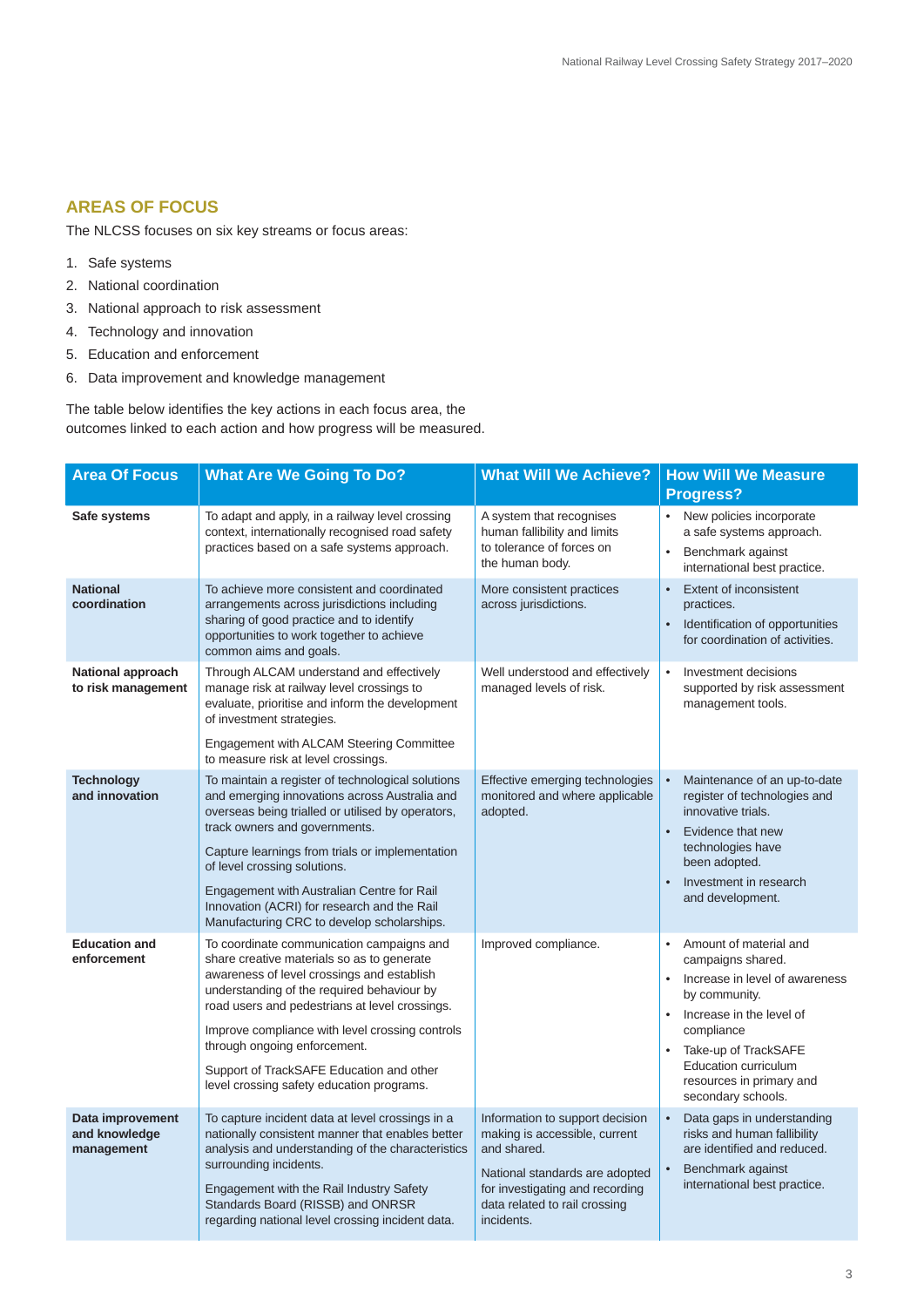## AREAS OF FOCUS

The NLCSS focuses on six key streams or focus areas:

1. Safe systems
2. National coordination
3. National approach to risk assessment
4. Technology and innovation
5. Education and enforcement
6. Data improvement and knowledge management

The table below identifies the key actions in each focus area, the outcomes linked to each action and how progress will be measured.

| Area Of Focus | What Are We Going To Do? | What Will We Achieve? | How Will We Measure Progress? |
|---|---|---|---|
| **Safe systems** | To adapt and apply, in a railway level crossing context, internationally recognised road safety practices based on a safe systems approach. | A system that recognises human fallibility and limits to tolerance of forces on the human body. | • New policies incorporate a safe systems approach.<br>• Benchmark against international best practice. |
| **National coordination** | To achieve more consistent and coordinated arrangements across jurisdictions including sharing of good practice and to identify opportunities to work together to achieve common aims and goals. | More consistent practices across jurisdictions. | • Extent of inconsistent practices.<br>• Identification of opportunities for coordination of activities. |
| **National approach to risk management** | Through ALCAM understand and effectively manage risk at railway level crossings to evaluate, prioritise and inform the development of investment strategies.<br><br>Engagement with ALCAM Steering Committee to measure risk at level crossings. | Well understood and effectively managed levels of risk. | • Investment decisions supported by risk assessment management tools. |
| **Technology and innovation** | To maintain a register of technological solutions and emerging innovations across Australia and overseas being trialled or utilised by operators, track owners and governments.<br><br>Capture learnings from trials or implementation of level crossing solutions.<br><br>Engagement with Australian Centre for Rail Innovation (ACRI) for research and the Rail Manufacturing CRC to develop scholarships. | Effective emerging technologies monitored and where applicable adopted. | • Maintenance of an up-to-date register of technologies and innovative trials.<br>• Evidence that new technologies have been adopted.<br>• Investment in research and development. |
| **Education and enforcement** | To coordinate communication campaigns and share creative materials so as to generate awareness of level crossings and establish understanding of the required behaviour by road users and pedestrians at level crossings.<br><br>Improve compliance with level crossing controls through ongoing enforcement.<br><br>Support of TrackSAFE Education and other level crossing safety education programs. | Improved compliance. | • Amount of material and campaigns shared.<br>• Increase in level of awareness by community.<br>• Increase in the level of compliance<br>• Take-up of TrackSAFE Education curriculum resources in primary and secondary schools. |
| **Data improvement and knowledge management** | To capture incident data at level crossings in a nationally consistent manner that enables better analysis and understanding of the characteristics surrounding incidents.<br><br>Engagement with the Rail Industry Safety Standards Board (RISSB) and ONRSR regarding national level crossing incident data. | Information to support decision making is accessible, current and shared.<br><br>National standards are adopted for investigating and recording data related to rail crossing incidents. | • Data gaps in understanding risks and human fallibility are identified and reduced.<br>• Benchmark against international best practice. |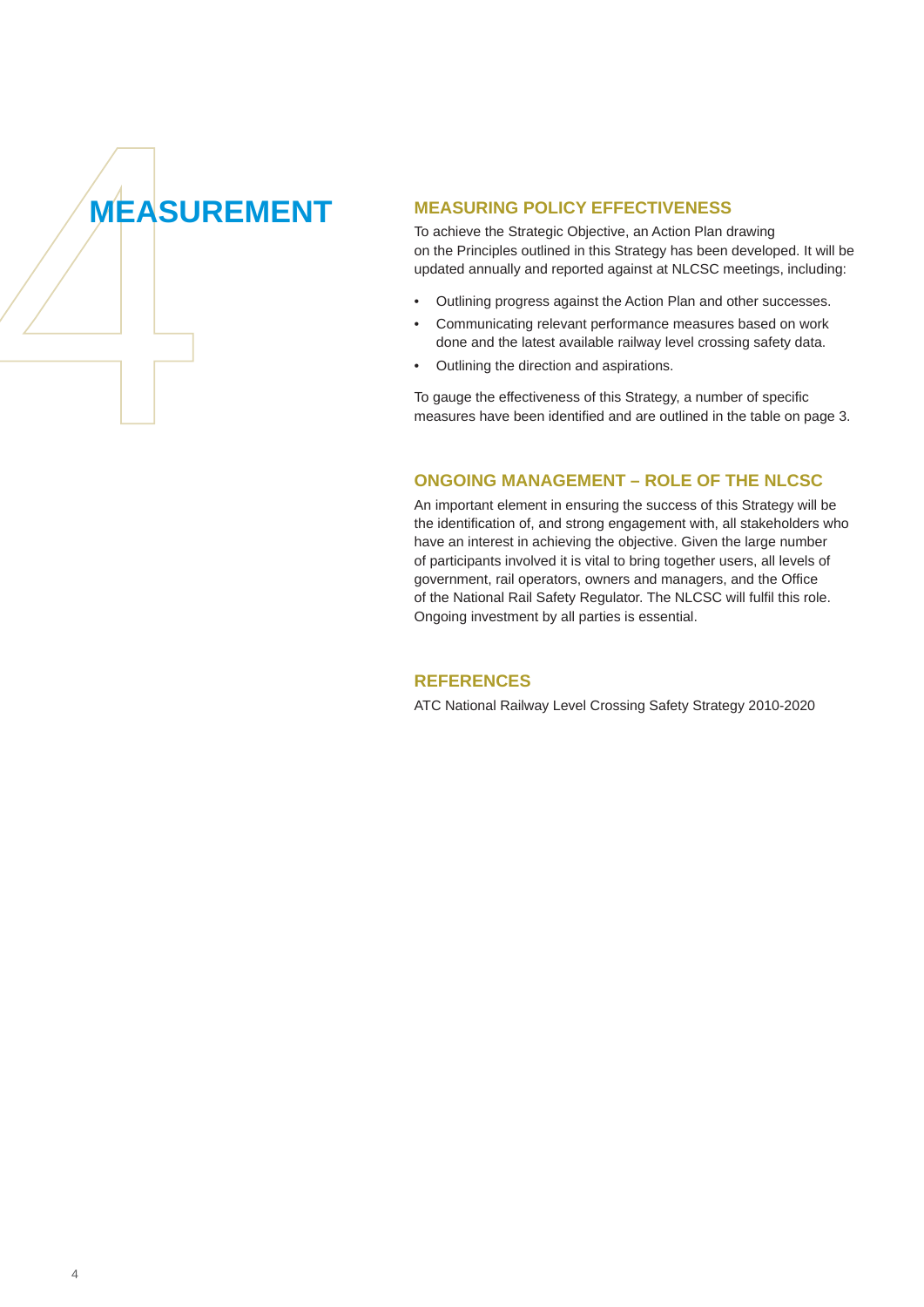# 4 MEASUREMENT

## MEASURING POLICY EFFECTIVENESS

To achieve the Strategic Objective, an Action Plan drawing on the Principles outlined in this Strategy has been developed. It will be updated annually and reported against at NLCSC meetings, including:

- Outlining progress against the Action Plan and other successes.
- Communicating relevant performance measures based on work done and the latest available railway level crossing safety data.
- Outlining the direction and aspirations.

To gauge the effectiveness of this Strategy, a number of specific measures have been identified and are outlined in the table on page 3.

## ONGOING MANAGEMENT – ROLE OF THE NLCSC

An important element in ensuring the success of this Strategy will be the identification of, and strong engagement with, all stakeholders who have an interest in achieving the objective. Given the large number of participants involved it is vital to bring together users, all levels of government, rail operators, owners and managers, and the Office of the National Rail Safety Regulator. The NLCSC will fulfil this role. Ongoing investment by all parties is essential.

## REFERENCES

ATC National Railway Level Crossing Safety Strategy 2010-2020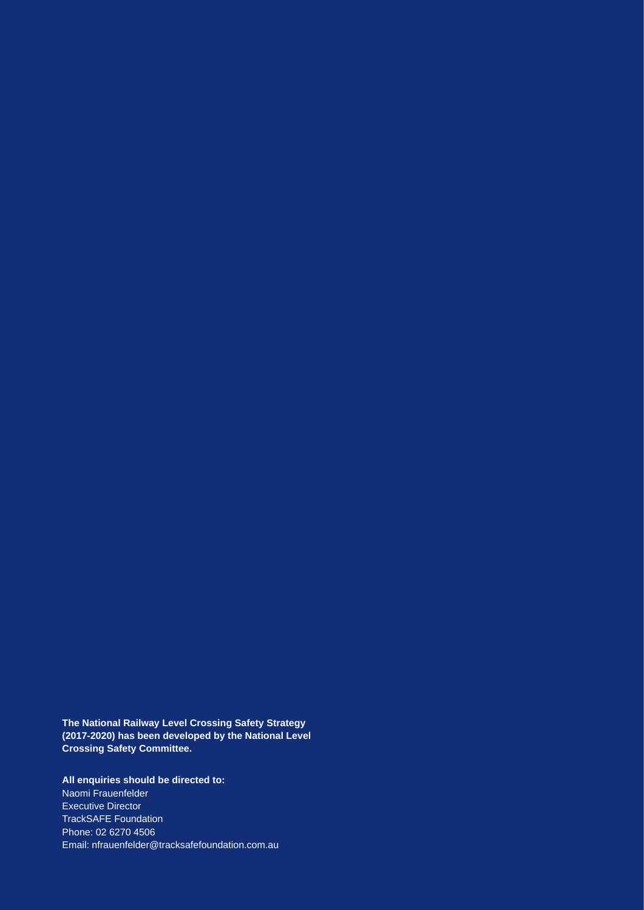**The National Railway Level Crossing Safety Strategy (2017-2020) has been developed by the National Level Crossing Safety Committee.**

**All enquiries should be directed to:**
Naomi Frauenfelder
Executive Director
TrackSAFE Foundation
Phone: 02 6270 4506
Email: nfrauenfelder@tracksafefoundation.com.au